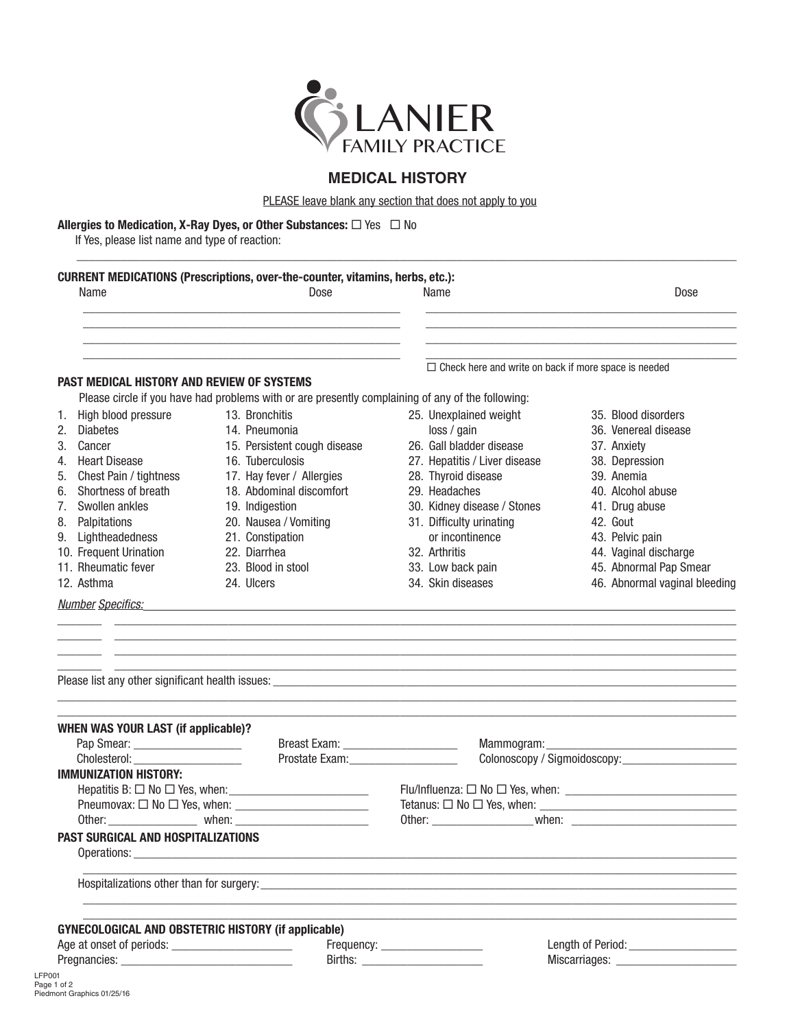# LANIER FAMILY PRACTICE

## MEDICAL HISTORY

PLEASE leave blank any section that does not apply to you

**Allergies to Medication, X-Ray Dyes, or Other Substances:** ☐ Yes ☐ No

If Yes, please list name and type of reaction: ______________________________

**CURRENT MEDICATIONS (Prescriptions, over-the-counter, vitamins, herbs, etc.):**

| Name | Dose | Name | Dose |
|---|---|---|---|
| | | | |
| | | | |
| | | | |
| | | | |

☐ Check here and write on back if more space is needed

**PAST MEDICAL HISTORY AND REVIEW OF SYSTEMS**

Please circle if you have had problems with or are presently complaining of any of the following:

1. High blood pressure
2. Diabetes
3. Cancer
4. Heart Disease
5. Chest Pain / tightness
6. Shortness of breath
7. Swollen ankles
8. Palpitations
9. Lightheadedness
10. Frequent Urination
11. Rheumatic fever
12. Asthma
13. Bronchitis
14. Pneumonia
15. Persistent cough disease
16. Tuberculosis
17. Hay fever / Allergies
18. Abdominal discomfort
19. Indigestion
20. Nausea / Vomiting
21. Constipation
22. Diarrhea
23. Blood in stool
24. Ulcers
25. Unexplained weight loss / gain
26. Gall bladder disease
27. Hepatitis / Liver disease
28. Thyroid disease
29. Headaches
30. Kidney disease / Stones
31. Difficulty urinating or incontinence
32. Arthritis
33. Low back pain
34. Skin diseases
35. Blood disorders
36. Venereal disease
37. Anxiety
38. Depression
39. Anemia
40. Alcohol abuse
41. Drug abuse
42. Gout
43. Pelvic pain
44. Vaginal discharge
45. Abnormal Pap Smear
46. Abnormal vaginal bleeding

*Number* *Specifics:* ______________________________

______ ______________________________

______ ______________________________

______ ______________________________

______ ______________________________

Please list any other significant health issues: ______________________________

______________________________

______________________________

**WHEN WAS YOUR LAST (if applicable)?**

Pap Smear: ____________ Breast Exam: ____________ Mammogram: ____________

Cholesterol: ____________ Prostate Exam: ____________ Colonoscopy / Sigmoidoscopy: ____________

**IMMUNIZATION HISTORY:**

Hepatitis B: ☐ No ☐ Yes, when: ____________ Flu/Influenza: ☐ No ☐ Yes, when: ____________

Pneumovax: ☐ No ☐ Yes, when: ____________ Tetanus: ☐ No ☐ Yes, when: ____________

Other: ____________ when: ____________ Other: ____________ when: ____________

**PAST SURGICAL AND HOSPITALIZATIONS**

Operations: ______________________________

______________________________

Hospitalizations other than for surgery: ______________________________

______________________________

______________________________

**GYNECOLOGICAL AND OBSTETRIC HISTORY (if applicable)**

Age at onset of periods: ____________ Frequency: ____________ Length of Period: ____________

Pregnancies: ____________ Births: ____________ Miscarriages: ____________

LFP001
Piedmont Graphics 01/25/16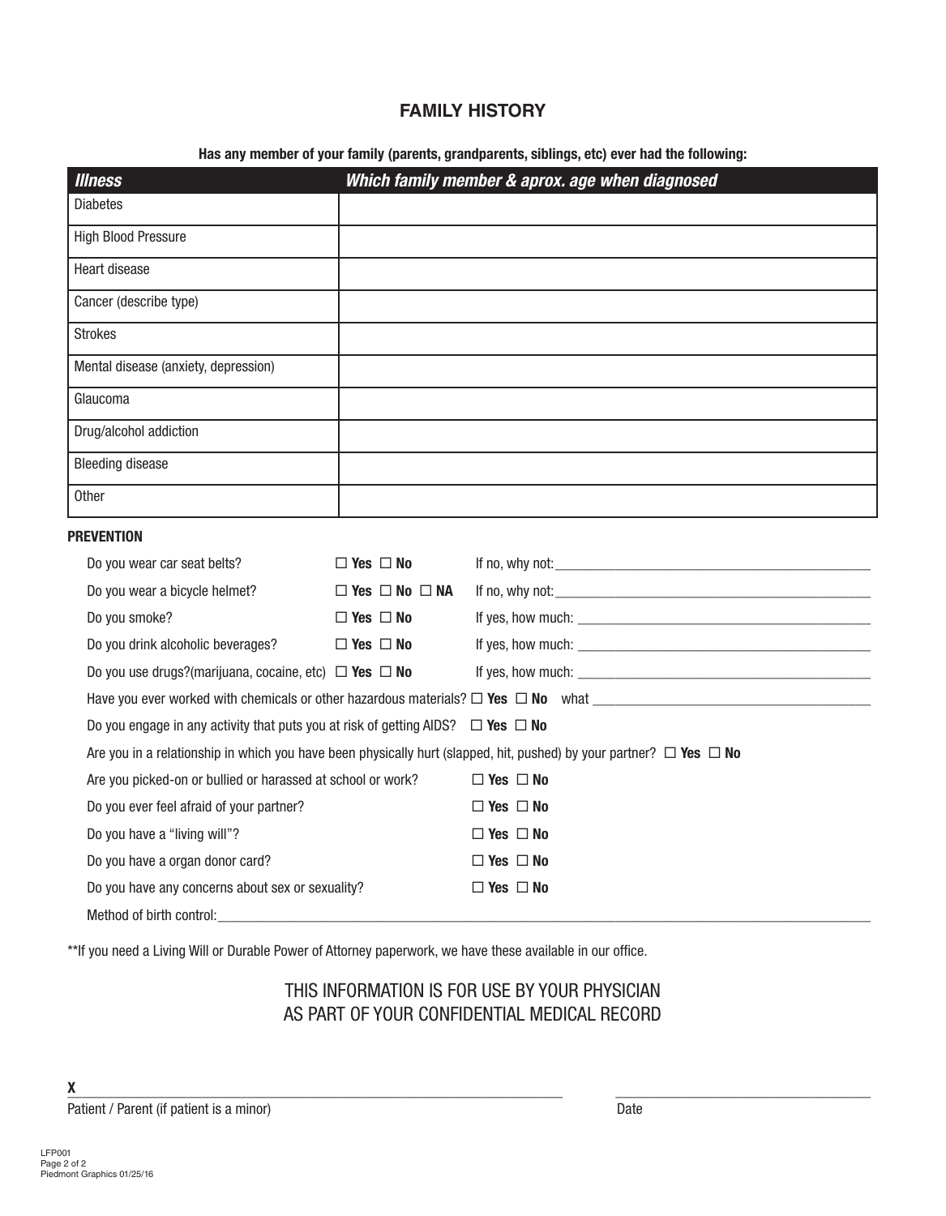# FAMILY HISTORY

**Has any member of your family (parents, grandparents, siblings, etc) ever had the following:**

| ***Illness*** | ***Which family member & aprox. age when diagnosed*** |
|---|---|
| Diabetes | |
| High Blood Pressure | |
| Heart disease | |
| Cancer (describe type) | |
| Strokes | |
| Mental disease (anxiety, depression) | |
| Glaucoma | |
| Drug/alcohol addiction | |
| Bleeding disease | |
| Other | |

**PREVENTION**

Do you wear car seat belts? ☐ **Yes** ☐ **No** If no, why not: ____________________

Do you wear a bicycle helmet? ☐ **Yes** ☐ **No** ☐ **NA** If no, why not: ____________________

Do you smoke? ☐ **Yes** ☐ **No** If yes, how much: ____________________

Do you drink alcoholic beverages? ☐ **Yes** ☐ **No** If yes, how much: ____________________

Do you use drugs?(marijuana, cocaine, etc) ☐ **Yes** ☐ **No** If yes, how much: ____________________

Have you ever worked with chemicals or other hazardous materials? ☐ **Yes** ☐ **No** what ____________________

Do you engage in any activity that puts you at risk of getting AIDS? ☐ **Yes** ☐ **No**

Are you in a relationship in which you have been physically hurt (slapped, hit, pushed) by your partner? ☐ **Yes** ☐ **No**

Are you picked-on or bullied or harassed at school or work? ☐ **Yes** ☐ **No**

Do you ever feel afraid of your partner? ☐ **Yes** ☐ **No**

Do you have a "living will"? ☐ **Yes** ☐ **No**

Do you have a organ donor card? ☐ **Yes** ☐ **No**

Do you have any concerns about sex or sexuality? ☐ **Yes** ☐ **No**

Method of birth control: ____________________

**If you need a Living Will or Durable Power of Attorney paperwork, we have these available in our office.

THIS INFORMATION IS FOR USE BY YOUR PHYSICIAN
AS PART OF YOUR CONFIDENTIAL MEDICAL RECORD

**X** ____________________ ____________________

Patient / Parent (if patient is a minor) Date

LFP001
Piedmont Graphics 01/25/16